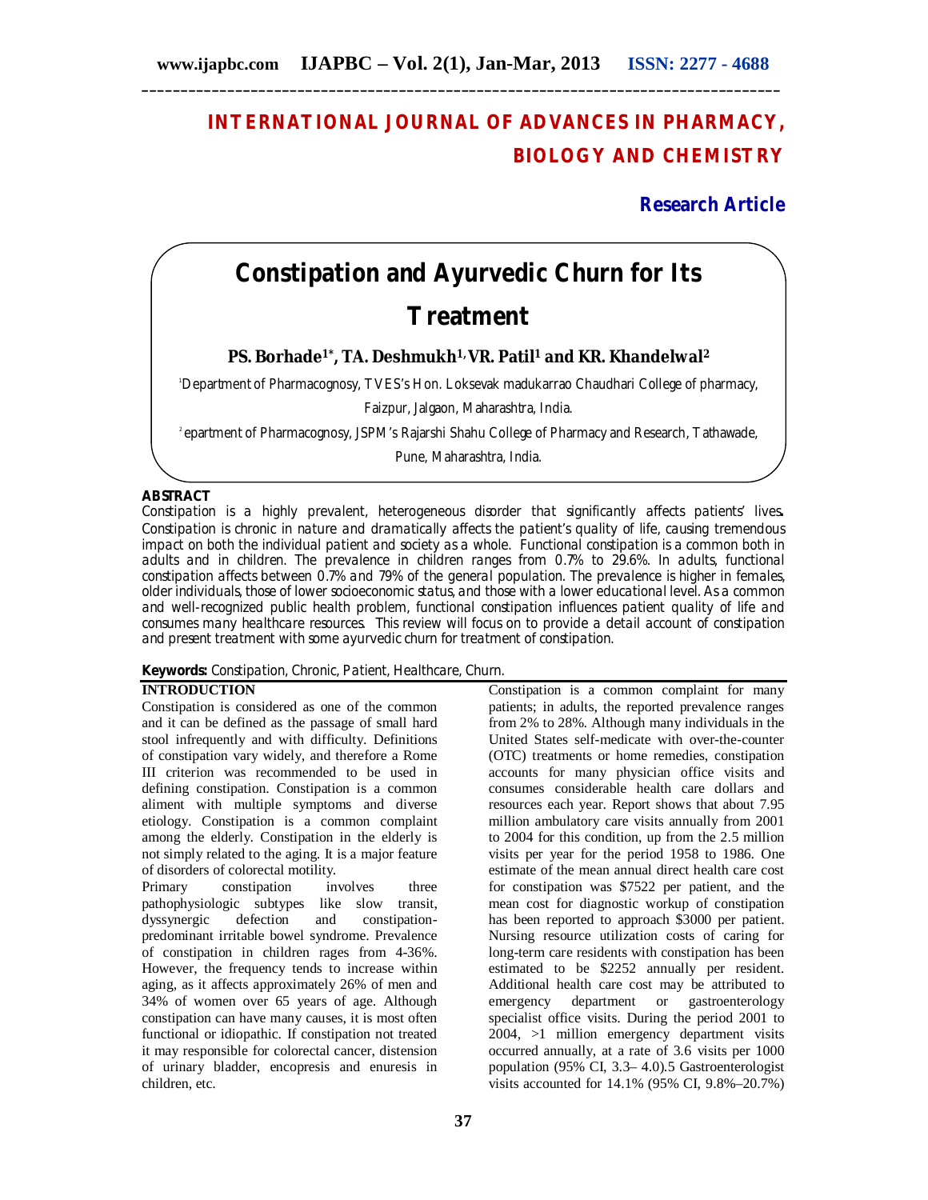# INTERNATIONAL JOURNAL OF ADVANCES IN PHARMACY, BIOLOGY AND CHEMISTRY

**Research Article**

# Constipation and Ayurvedic Churn for Its Treatment

**PS. Borhade[1*], TA. Deshmukh[1], VR. Patil[1] and KR. Khandelwal[2]**

[1]Department of Pharmacognosy, TVES's Hon. Loksevak madukarrao Chaudhari College of pharmacy, Faizpur, Jalgaon, Maharashtra, India.

[2]epartment of Pharmacognosy, JSPM's Rajarshi Shahu College of Pharmacy and Research, Tathawade, Pune, Maharashtra, India.

## ABSTRACT

*Constipation is a highly prevalent, heterogeneous disorder that significantly affects patients' lives. Constipation is chronic in nature and dramatically affects the patient's quality of life, causing tremendous impact on both the individual patient and society as a whole. Functional constipation is a common both in adults and in children. The prevalence in children ranges from 0.7% to 29.6%. In adults, functional constipation affects between 0.7% and 79% of the general population. The prevalence is higher in females, older individuals, those of lower socioeconomic status, and those with a lower educational level. As a common and well-recognized public health problem, functional constipation influences patient quality of life and consumes many healthcare resources. This review will focus on to provide a detail account of constipation and present treatment with some ayurvedic churn for treatment of constipation.*

**Keywords:** *Constipation, Chronic, Patient, Healthcare, Churn.*

## INTRODUCTION

Constipation is considered as one of the common and it can be defined as the passage of small hard stool infrequently and with difficulty. Definitions of constipation vary widely, and therefore a Rome III criterion was recommended to be used in defining constipation. Constipation is a common aliment with multiple symptoms and diverse etiology. Constipation is a common complaint among the elderly. Constipation in the elderly is not simply related to the aging. It is a major feature of disorders of colorectal motility.

Primary constipation involves three pathophysiologic subtypes like slow transit, dyssynergic defection and constipation-predominant irritable bowel syndrome. Prevalence of constipation in children rages from 4-36%. However, the frequency tends to increase within aging, as it affects approximately 26% of men and 34% of women over 65 years of age. Although constipation can have many causes, it is most often functional or idiopathic. If constipation not treated it may responsible for colorectal cancer, distension of urinary bladder, encopresis and enuresis in children, etc.

Constipation is a common complaint for many patients; in adults, the reported prevalence ranges from 2% to 28%. Although many individuals in the United States self-medicate with over-the-counter (OTC) treatments or home remedies, constipation accounts for many physician office visits and consumes considerable health care dollars and resources each year. Report shows that about 7.95 million ambulatory care visits annually from 2001 to 2004 for this condition, up from the 2.5 million visits per year for the period 1958 to 1986. One estimate of the mean annual direct health care cost for constipation was $7522 per patient, and the mean cost for diagnostic workup of constipation has been reported to approach $3000 per patient. Nursing resource utilization costs of caring for long-term care residents with constipation has been estimated to be $2252 annually per resident. Additional health care cost may be attributed to emergency department or gastroenterology specialist office visits. During the period 2001 to 2004, >1 million emergency department visits occurred annually, at a rate of 3.6 visits per 1000 population (95% CI, 3.3– 4.0).5 Gastroenterologist visits accounted for 14.1% (95% CI, 9.8%–20.7%)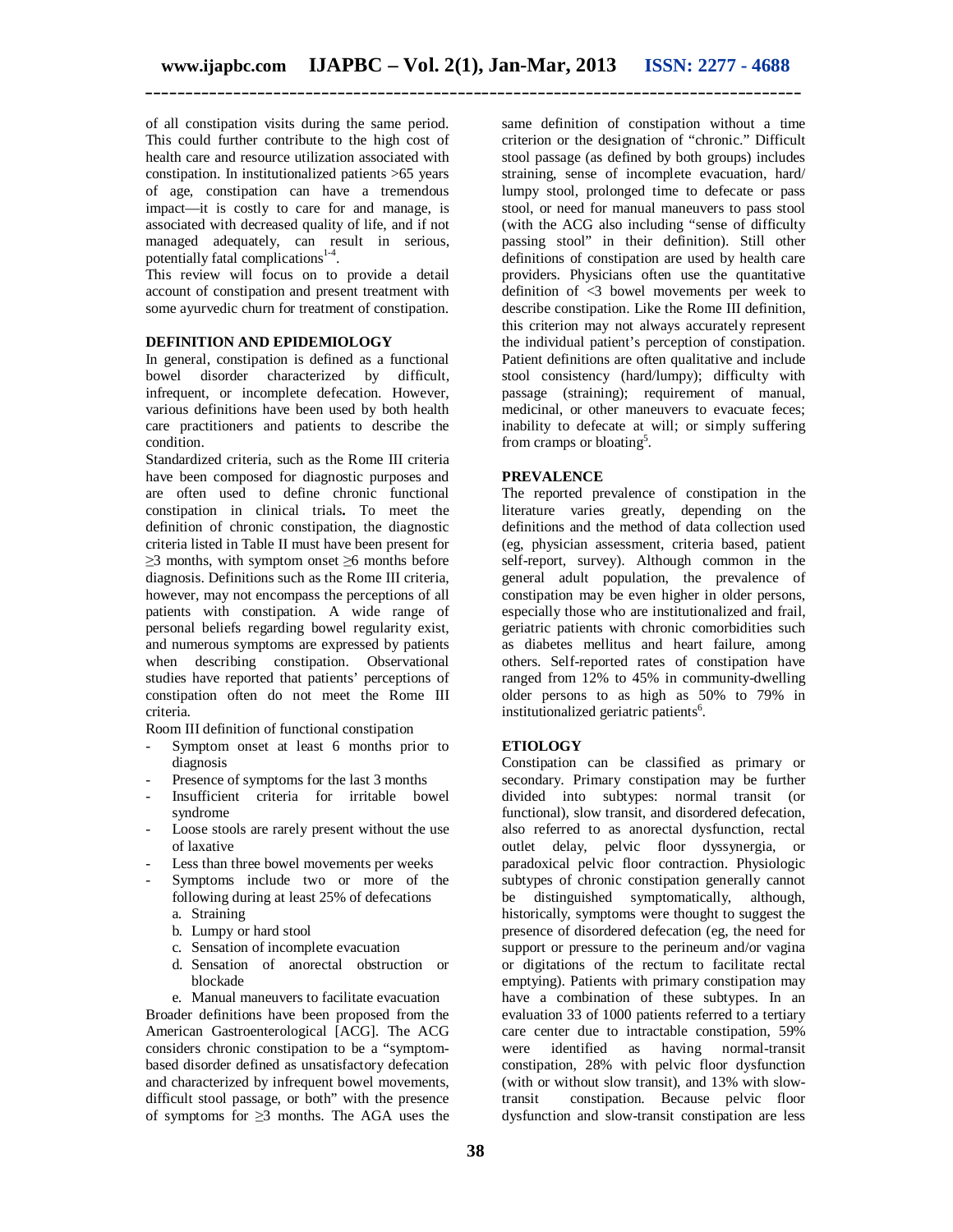of all constipation visits during the same period. This could further contribute to the high cost of health care and resource utilization associated with constipation. In institutionalized patients >65 years of age, constipation can have a tremendous impact—it is costly to care for and manage, is associated with decreased quality of life, and if not managed adequately, can result in serious, potentially fatal complications[1-4].

This review will focus on to provide a detail account of constipation and present treatment with some ayurvedic churn for treatment of constipation.

## DEFINITION AND EPIDEMIOLOGY

In general, constipation is defined as a functional bowel disorder characterized by difficult, infrequent, or incomplete defecation. However, various definitions have been used by both health care practitioners and patients to describe the condition.

Standardized criteria, such as the Rome III criteria have been composed for diagnostic purposes and are often used to define chronic functional constipation in clinical trials**.** To meet the definition of chronic constipation, the diagnostic criteria listed in Table II must have been present for ≥3 months, with symptom onset ≥6 months before diagnosis. Definitions such as the Rome III criteria, however, may not encompass the perceptions of all patients with constipation. A wide range of personal beliefs regarding bowel regularity exist, and numerous symptoms are expressed by patients when describing constipation. Observational studies have reported that patients' perceptions of constipation often do not meet the Rome III criteria.

Room III definition of functional constipation

- Symptom onset at least 6 months prior to diagnosis
- Presence of symptoms for the last 3 months
- Insufficient criteria for irritable bowel syndrome
- Loose stools are rarely present without the use of laxative
- Less than three bowel movements per weeks
- Symptoms include two or more of the following during at least 25% of defecations
  a. Straining
  b. Lumpy or hard stool
  c. Sensation of incomplete evacuation
  d. Sensation of anorectal obstruction or blockade
  e. Manual maneuvers to facilitate evacuation

Broader definitions have been proposed from the American Gastroenterological [ACG]. The ACG considers chronic constipation to be a "symptom-based disorder defined as unsatisfactory defecation and characterized by infrequent bowel movements, difficult stool passage, or both" with the presence of symptoms for ≥3 months. The AGA uses the same definition of constipation without a time criterion or the designation of "chronic." Difficult stool passage (as defined by both groups) includes straining, sense of incomplete evacuation, hard/ lumpy stool, prolonged time to defecate or pass stool, or need for manual maneuvers to pass stool (with the ACG also including "sense of difficulty passing stool" in their definition). Still other definitions of constipation are used by health care providers. Physicians often use the quantitative definition of <3 bowel movements per week to describe constipation. Like the Rome III definition, this criterion may not always accurately represent the individual patient's perception of constipation. Patient definitions are often qualitative and include stool consistency (hard/lumpy); difficulty with passage (straining); requirement of manual, medicinal, or other maneuvers to evacuate feces; inability to defecate at will; or simply suffering from cramps or bloating[5].

## PREVALENCE

The reported prevalence of constipation in the literature varies greatly, depending on the definitions and the method of data collection used (eg, physician assessment, criteria based, patient self-report, survey). Although common in the general adult population, the prevalence of constipation may be even higher in older persons, especially those who are institutionalized and frail, geriatric patients with chronic comorbidities such as diabetes mellitus and heart failure, among others. Self-reported rates of constipation have ranged from 12% to 45% in community-dwelling older persons to as high as 50% to 79% in institutionalized geriatric patients[6].

## ETIOLOGY

Constipation can be classified as primary or secondary. Primary constipation may be further divided into subtypes: normal transit (or functional), slow transit, and disordered defecation, also referred to as anorectal dysfunction, rectal outlet delay, pelvic floor dyssynergia, or paradoxical pelvic floor contraction. Physiologic subtypes of chronic constipation generally cannot be distinguished symptomatically, although, historically, symptoms were thought to suggest the presence of disordered defecation (eg, the need for support or pressure to the perineum and/or vagina or digitations of the rectum to facilitate rectal emptying). Patients with primary constipation may have a combination of these subtypes. In an evaluation 33 of 1000 patients referred to a tertiary care center due to intractable constipation, 59% were identified as having normal-transit constipation, 28% with pelvic floor dysfunction (with or without slow transit), and 13% with slow-transit constipation. Because pelvic floor dysfunction and slow-transit constipation are less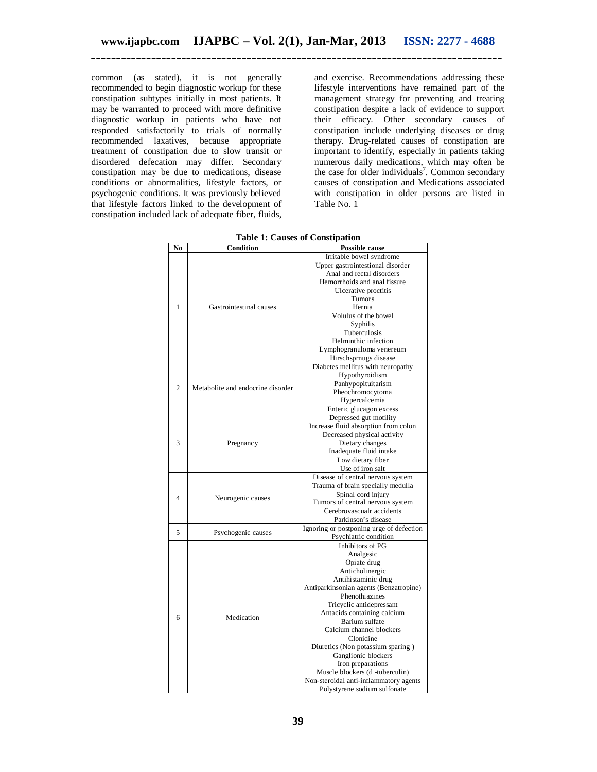common (as stated), it is not generally recommended to begin diagnostic workup for these constipation subtypes initially in most patients. It may be warranted to proceed with more definitive diagnostic workup in patients who have not responded satisfactorily to trials of normally recommended laxatives, because appropriate treatment of constipation due to slow transit or disordered defecation may differ. Secondary constipation may be due to medications, disease conditions or abnormalities, lifestyle factors, or psychogenic conditions. It was previously believed that lifestyle factors linked to the development of constipation included lack of adequate fiber, fluids, and exercise. Recommendations addressing these lifestyle interventions have remained part of the management strategy for preventing and treating constipation despite a lack of evidence to support their efficacy. Other secondary causes of constipation include underlying diseases or drug therapy. Drug-related causes of constipation are important to identify, especially in patients taking numerous daily medications, which may often be the case for older individuals[7]. Common secondary causes of constipation and Medications associated with constipation in older persons are listed in Table No. 1

**Table 1: Causes of Constipation**

| No | Condition | Possible cause |
|---|---|---|
| 1 | Gastrointestinal causes | Irritable bowel syndrome<br>Upper gastrointestional disorder<br>Anal and rectal disorders<br>Hemorrhoids and anal fissure<br>Ulcerative proctitis<br>Tumors<br>Hernia<br>Volulus of the bowel<br>Syphilis<br>Tuberculosis<br>Helminthic infection<br>Lymphogranuloma venereum<br>Hirschsprnugs disease |
| 2 | Metabolite and endocrine disorder | Diabetes mellitus with neuropathy<br>Hypothyroidism<br>Panhypopituitarism<br>Pheochromocytoma<br>Hypercalcemia<br>Enteric glucagon excess |
| 3 | Pregnancy | Depressed gut motility<br>Increase fluid absorption from colon<br>Decreased physical activity<br>Dietary changes<br>Inadequate fluid intake<br>Low dietary fiber<br>Use of iron salt |
| 4 | Neurogenic causes | Disease of central nervous system<br>Trauma of brain specially medulla<br>Spinal cord injury<br>Tumors of central nervous system<br>Cerebrovascualr accidents<br>Parkinson's disease |
| 5 | Psychogenic causes | Ignoring or postponing urge of defection<br>Psychiatric condition |
| 6 | Medication | Inhibitors of PG<br>Analgesic<br>Opiate drug<br>Anticholinergic<br>Antihistaminic drug<br>Antiparkinsonian agents (Benzatropine)<br>Phenothiazines<br>Tricyclic antidepressant<br>Antacids containing calcium<br>Barium sulfate<br>Calcium channel blockers<br>Clonidine<br>Diuretics (Non potassium sparing )<br>Ganglionic blockers<br>Iron preparations<br>Muscle blockers (d -tuberculin)<br>Non-steroidal anti-inflammatory agents<br>Polystyrene sodium sulfonate |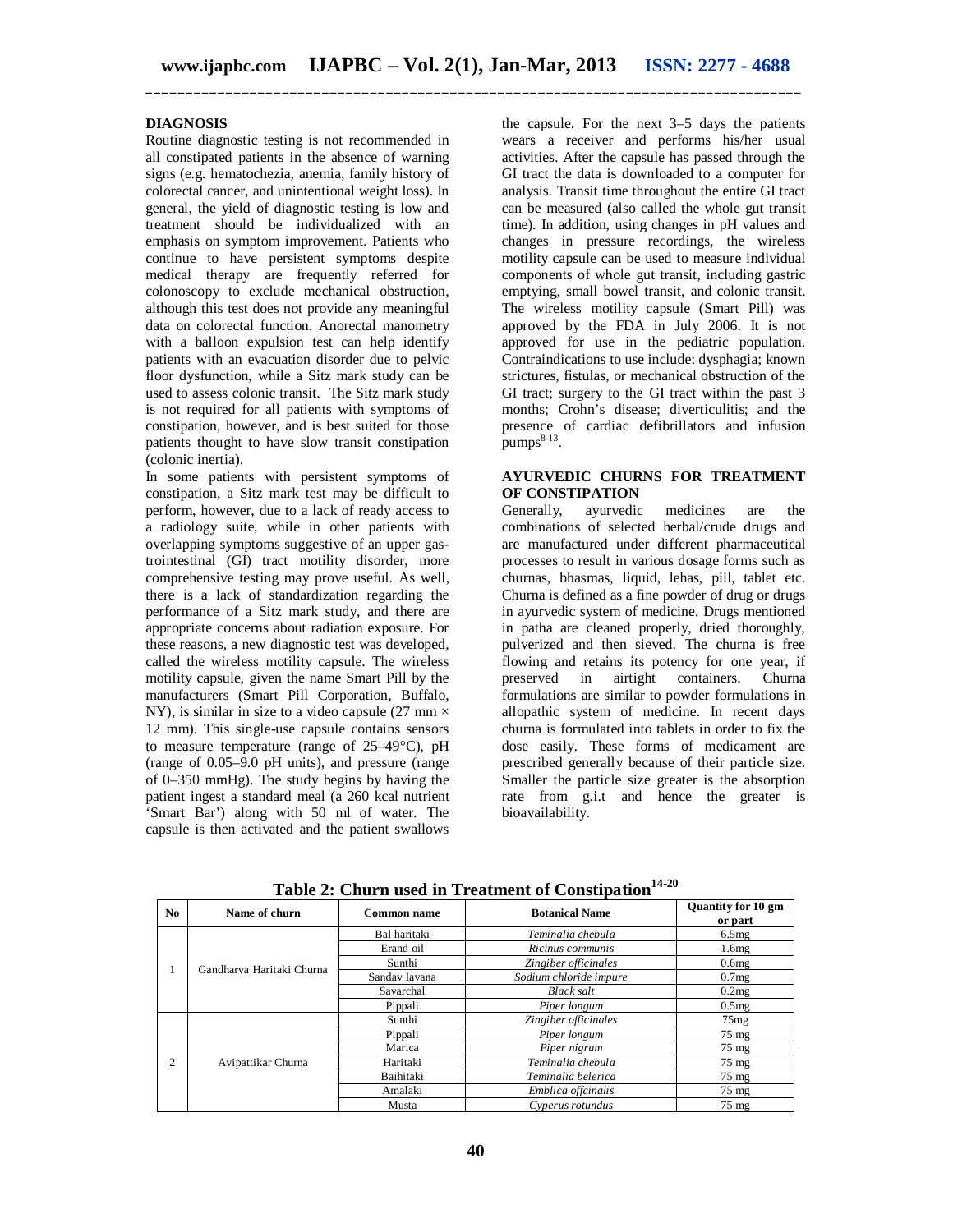## DIAGNOSIS

Routine diagnostic testing is not recommended in all constipated patients in the absence of warning signs (e.g. hematochezia, anemia, family history of colorectal cancer, and unintentional weight loss). In general, the yield of diagnostic testing is low and treatment should be individualized with an emphasis on symptom improvement. Patients who continue to have persistent symptoms despite medical therapy are frequently referred for colonoscopy to exclude mechanical obstruction, although this test does not provide any meaningful data on colorectal function. Anorectal manometry with a balloon expulsion test can help identify patients with an evacuation disorder due to pelvic floor dysfunction, while a Sitz mark study can be used to assess colonic transit. The Sitz mark study is not required for all patients with symptoms of constipation, however, and is best suited for those patients thought to have slow transit constipation (colonic inertia).

In some patients with persistent symptoms of constipation, a Sitz mark test may be difficult to perform, however, due to a lack of ready access to a radiology suite, while in other patients with overlapping symptoms suggestive of an upper gas-trointestinal (GI) tract motility disorder, more comprehensive testing may prove useful. As well, there is a lack of standardization regarding the performance of a Sitz mark study, and there are appropriate concerns about radiation exposure. For these reasons, a new diagnostic test was developed, called the wireless motility capsule. The wireless motility capsule, given the name Smart Pill by the manufacturers (Smart Pill Corporation, Buffalo, NY), is similar in size to a video capsule (27 mm × 12 mm). This single-use capsule contains sensors to measure temperature (range of 25–49°C), pH (range of 0.05–9.0 pH units), and pressure (range of 0–350 mmHg). The study begins by having the patient ingest a standard meal (a 260 kcal nutrient 'Smart Bar') along with 50 ml of water. The capsule is then activated and the patient swallows the capsule. For the next 3–5 days the patients wears a receiver and performs his/her usual activities. After the capsule has passed through the GI tract the data is downloaded to a computer for analysis. Transit time throughout the entire GI tract can be measured (also called the whole gut transit time). In addition, using changes in pH values and changes in pressure recordings, the wireless motility capsule can be used to measure individual components of whole gut transit, including gastric emptying, small bowel transit, and colonic transit. The wireless motility capsule (Smart Pill) was approved by the FDA in July 2006. It is not approved for use in the pediatric population. Contraindications to use include: dysphagia; known strictures, fistulas, or mechanical obstruction of the GI tract; surgery to the GI tract within the past 3 months; Crohn's disease; diverticulitis; and the presence of cardiac defibrillators and infusion pumps[8-13].

## AYURVEDIC CHURNS FOR TREATMENT OF CONSTIPATION

Generally, ayurvedic medicines are the combinations of selected herbal/crude drugs and are manufactured under different pharmaceutical processes to result in various dosage forms such as churnas, bhasmas, liquid, lehas, pill, tablet etc. Churna is defined as a fine powder of drug or drugs in ayurvedic system of medicine. Drugs mentioned in patha are cleaned properly, dried thoroughly, pulverized and then sieved. The churna is free flowing and retains its potency for one year, if preserved in airtight containers. Churna formulations are similar to powder formulations in allopathic system of medicine. In recent days churna is formulated into tablets in order to fix the dose easily. These forms of medicament are prescribed generally because of their particle size. Smaller the particle size greater is the absorption rate from g.i.t and hence the greater is bioavailability.

**Table 2: Churn used in Treatment of Constipation[14-20]**

| No | Name of churn | Common name | Botanical Name | Quantity for 10 gm or part |
|---|---|---|---|---|
| 1 | Gandharva Haritaki Churna | Bal haritaki | *Teminalia chebula* | 6.5mg |
| | | Erand oil | *Ricinus communis* | 1.6mg |
| | | Sunthi | *Zingiber officinales* | 0.6mg |
| | | Sandav lavana | *Sodium chloride impure* | 0.7mg |
| | | Savarchal | *Black salt* | 0.2mg |
| | | Pippali | *Piper longum* | 0.5mg |
| 2 | Avipattikar Churna | Sunthi | *Zingiber officinales* | 75mg |
| | | Pippali | *Piper longum* | 75 mg |
| | | Marica | *Piper nigrum* | 75 mg |
| | | Haritaki | *Teminalia chebula* | 75 mg |
| | | Baihitaki | *Teminalia belerica* | 75 mg |
| | | Amalaki | *Emblica offcinalis* | 75 mg |
| | | Musta | *Cyperus rotundus* | 75 mg |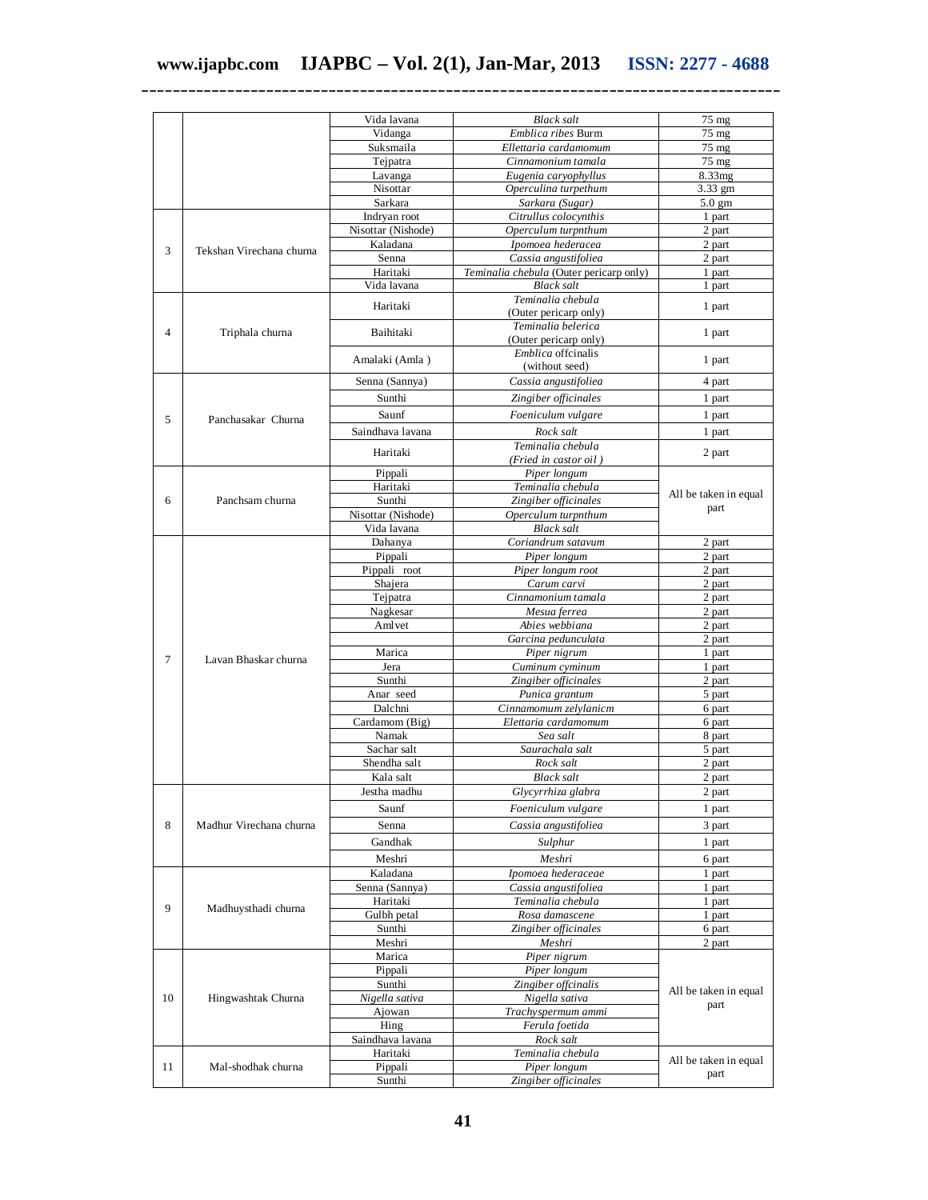| | | | | |
|---|---|---|---|---|
| | | Vida lavana | *Black salt* | 75 mg |
| | | Vidanga | *Emblica ribes* Burm | 75 mg |
| | | Suksmaila | *Ellettaria cardamomum* | 75 mg |
| | | Tejpatra | *Cinnamonium tamala* | 75 mg |
| | | Lavanga | *Eugenia caryophyllus* | 8.33mg |
| | | Nisottar | *Operculina turpethum* | 3.33 gm |
| | | Sarkara | *Sarkara (Sugar)* | 5.0 gm |
| 3 | Tekshan Virechana churna | Indryan root | *Citrullus colocynthis* | 1 part |
| | | Nisottar (Nishode) | *Operculum turpnthum* | 2 part |
| | | Kaladana | *Ipomoea hederacea* | 2 part |
| | | Senna | *Cassia angustifoliea* | 2 part |
| | | Haritaki | *Teminalia chebula* (Outer pericarp only) | 1 part |
| | | Vida lavana | *Black salt* | 1 part |
| 4 | Triphala churna | Haritaki | *Teminalia chebula* (Outer pericarp only) | 1 part |
| | | Baihitaki | *Teminalia belerica* (Outer pericarp only) | 1 part |
| | | Amalaki (Amla ) | *Emblica* offcinalis (without seed) | 1 part |
| 5 | Panchasakar Churna | Senna (Sannya) | *Cassia angustifoliea* | 4 part |
| | | Sunthi | *Zingiber officinales* | 1 part |
| | | Saunf | *Foeniculum vulgare* | 1 part |
| | | Saindhava lavana | *Rock salt* | 1 part |
| | | Haritaki | *Teminalia chebula (Fried in castor oil )* | 2 part |
| 6 | Panchsam churna | Pippali | *Piper longum* | All be taken in equal part |
| | | Haritaki | *Teminalia chebula* | |
| | | Sunthi | *Zingiber officinales* | |
| | | Nisottar (Nishode) | *Operculum turpnthum* | |
| | | Vida lavana | *Black salt* | |
| 7 | Lavan Bhaskar churna | Dahanya | *Coriandrum satavum* | 2 part |
| | | Pippali | *Piper longum* | 2 part |
| | | Pippali root | *Piper longum root* | 2 part |
| | | Shajera | *Carum carvi* | 2 part |
| | | Tejpatra | *Cinnamonium tamala* | 2 part |
| | | Nagkesar | *Mesua ferrea* | 2 part |
| | | Amlvet | *Abies webbiana* | 2 part |
| | | | *Garcina pedunculata* | 2 part |
| | | Marica | *Piper nigrum* | 1 part |
| | | Jera | *Cuminum cyminum* | 1 part |
| | | Sunthi | *Zingiber officinales* | 2 part |
| | | Anar seed | *Punica grantum* | 5 part |
| | | Dalchni | *Cinnamomum zelylanicm* | 6 part |
| | | Cardamom (Big) | *Elettaria cardamomum* | 6 part |
| | | Namak | *Sea salt* | 8 part |
| | | Sachar salt | *Saurachala salt* | 5 part |
| | | Shendha salt | *Rock salt* | 2 part |
| | | Kala salt | *Black salt* | 2 part |
| 8 | Madhur Virechana churna | Jestha madhu | *Glycyrrhiza glabra* | 2 part |
| | | Saunf | *Foeniculum vulgare* | 1 part |
| | | Senna | *Cassia angustifoliea* | 3 part |
| | | Gandhak | *Sulphur* | 1 part |
| | | Meshri | *Meshri* | 6 part |
| 9 | Madhuysthadi churna | Kaladana | *Ipomoea hederaceae* | 1 part |
| | | Senna (Sannya) | *Cassia angustifoliea* | 1 part |
| | | Haritaki | *Teminalia chebula* | 1 part |
| | | Gulbh petal | *Rosa damascene* | 1 part |
| | | Sunthi | *Zingiber officinales* | 6 part |
| | | Meshri | *Meshri* | 2 part |
| 10 | Hingwashtak Churna | Marica | *Piper nigrum* | All be taken in equal part |
| | | Pippali | *Piper longum* | |
| | | Sunthi | *Zingiber offcinalis* | |
| | | *Nigella sativa* | *Nigella sativa* | |
| | | Ajowan | *Trachyspermum ammi* | |
| | | Hing | *Ferula foetida* | |
| | | Saindhava lavana | *Rock salt* | |
| 11 | Mal-shodhak churna | Haritaki | *Teminalia chebula* | All be taken in equal part |
| | | Pippali | *Piper longum* | |
| | | Sunthi | *Zingiber officinales* | |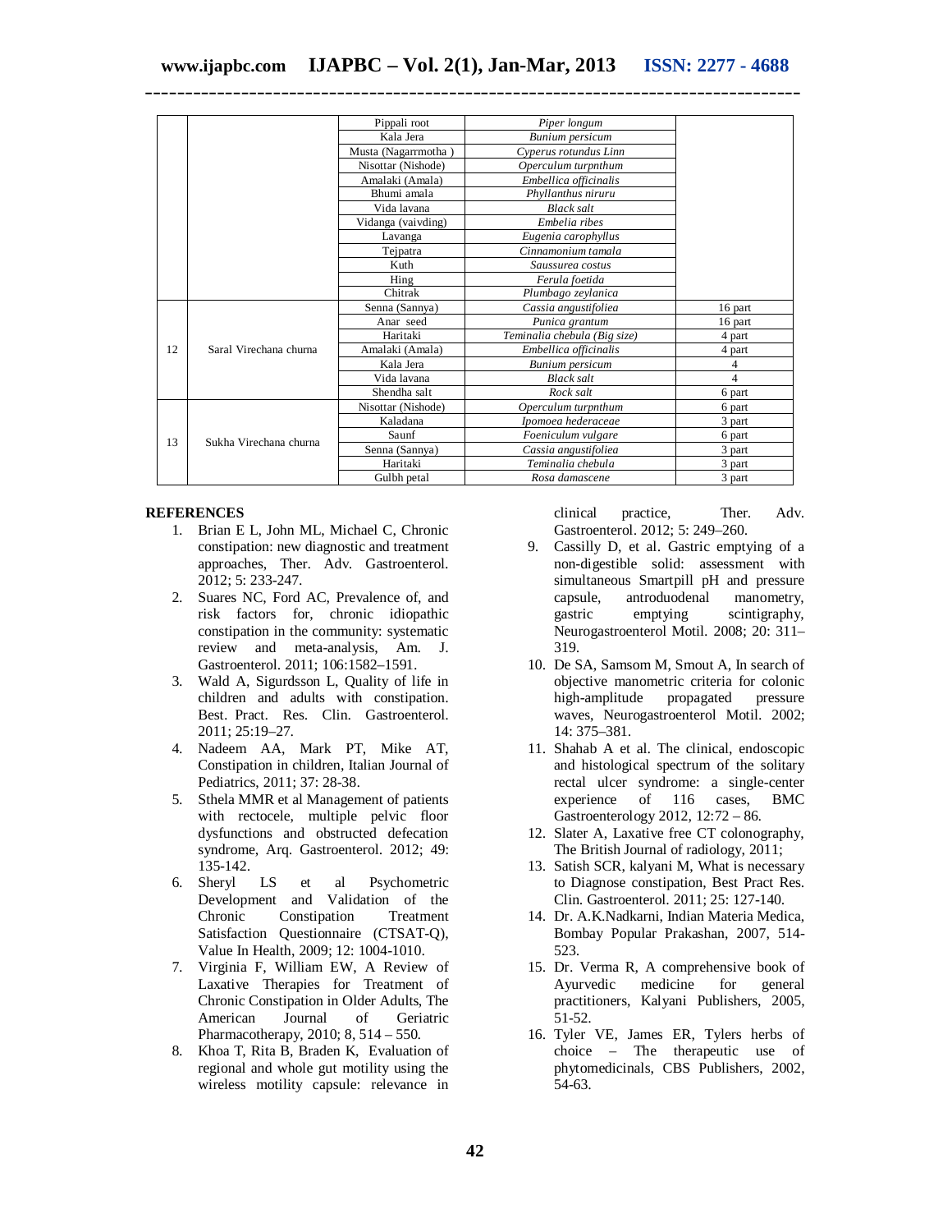| | | Pippali root | *Piper longum* | |
|---|---|---|---|---|
| | | Kala Jera | *Bunium persicum* | |
| | | Musta (Nagarrmotha ) | *Cyperus rotundus Linn* | |
| | | Nisottar (Nishode) | *Operculum turpnthum* | |
| | | Amalaki (Amala) | *Embellica officinalis* | |
| | | Bhumi amala | *Phyllanthus niruru* | |
| | | Vida lavana | *Black salt* | |
| | | Vidanga (vaivding) | *Embelia ribes* | |
| | | Lavanga | *Eugenia carophyllus* | |
| | | Tejpatra | *Cinnamonium tamala* | |
| | | Kuth | *Saussurea costus* | |
| | | Hing | *Ferula foetida* | |
| | | Chitrak | *Plumbago zeylanica* | |
| 12 | Saral Virechana churna | Senna (Sannya) | *Cassia angustifoliea* | 16 part |
| | | Anar seed | *Punica grantum* | 16 part |
| | | Haritaki | *Teminalia chebula (Big size)* | 4 part |
| | | Amalaki (Amala) | *Embellica officinalis* | 4 part |
| | | Kala Jera | *Bunium persicum* | 4 |
| | | Vida lavana | *Black salt* | 4 |
| | | Shendha salt | *Rock salt* | 6 part |
| 13 | Sukha Virechana churna | Nisottar (Nishode) | *Operculum turpnthum* | 6 part |
| | | Kaladana | *Ipomoea hederaceae* | 3 part |
| | | Saunf | *Foeniculum vulgare* | 6 part |
| | | Senna (Sannya) | *Cassia angustifoliea* | 3 part |
| | | Haritaki | *Teminalia chebula* | 3 part |
| | | Gulbh petal | *Rosa damascene* | 3 part |

## REFERENCES

1. Brian E L, John ML, Michael C, Chronic constipation: new diagnostic and treatment approaches, Ther. Adv. Gastroenterol. 2012; 5: 233-247.
2. Suares NC, Ford AC, Prevalence of, and risk factors for, chronic idiopathic constipation in the community: systematic review and meta-analysis, Am. J. Gastroenterol. 2011; 106:1582–1591.
3. Wald A, Sigurdsson L, Quality of life in children and adults with constipation. Best. Pract. Res. Clin. Gastroenterol. 2011; 25:19–27.
4. Nadeem AA, Mark PT, Mike AT, Constipation in children, Italian Journal of Pediatrics, 2011; 37: 28-38.
5. Sthela MMR et al Management of patients with rectocele, multiple pelvic floor dysfunctions and obstructed defecation syndrome, Arq. Gastroenterol. 2012; 49: 135-142.
6. Sheryl LS et al Psychometric Development and Validation of the Chronic Constipation Treatment Satisfaction Questionnaire (CTSAT-Q), Value In Health, 2009; 12: 1004-1010.
7. Virginia F, William EW, A Review of Laxative Therapies for Treatment of Chronic Constipation in Older Adults, The American Journal of Geriatric Pharmacotherapy, 2010; 8, 514 – 550.
8. Khoa T, Rita B, Braden K, Evaluation of regional and whole gut motility using the wireless motility capsule: relevance in clinical practice, Ther. Adv. Gastroenterol. 2012; 5: 249–260.
9. Cassilly D, et al. Gastric emptying of a non-digestible solid: assessment with simultaneous Smartpill pH and pressure capsule, antroduodenal manometry, gastric emptying scintigraphy, Neurogastroenterol Motil. 2008; 20: 311–319.
10. De SA, Samsom M, Smout A, In search of objective manometric criteria for colonic high-amplitude propagated pressure waves, Neurogastroenterol Motil. 2002; 14: 375–381.
11. Shahab A et al. The clinical, endoscopic and histological spectrum of the solitary rectal ulcer syndrome: a single-center experience of 116 cases, BMC Gastroenterology 2012, 12:72 – 86.
12. Slater A, Laxative free CT colonography, The British Journal of radiology, 2011;
13. Satish SCR, kalyani M, What is necessary to Diagnose constipation, Best Pract Res. Clin. Gastroenterol. 2011; 25: 127-140.
14. Dr. A.K.Nadkarni, Indian Materia Medica, Bombay Popular Prakashan, 2007, 514-523.
15. Dr. Verma R, A comprehensive book of Ayurvedic medicine for general practitioners, Kalyani Publishers, 2005, 51-52.
16. Tyler VE, James ER, Tylers herbs of choice – The therapeutic use of phytomedicinals, CBS Publishers, 2002, 54-63.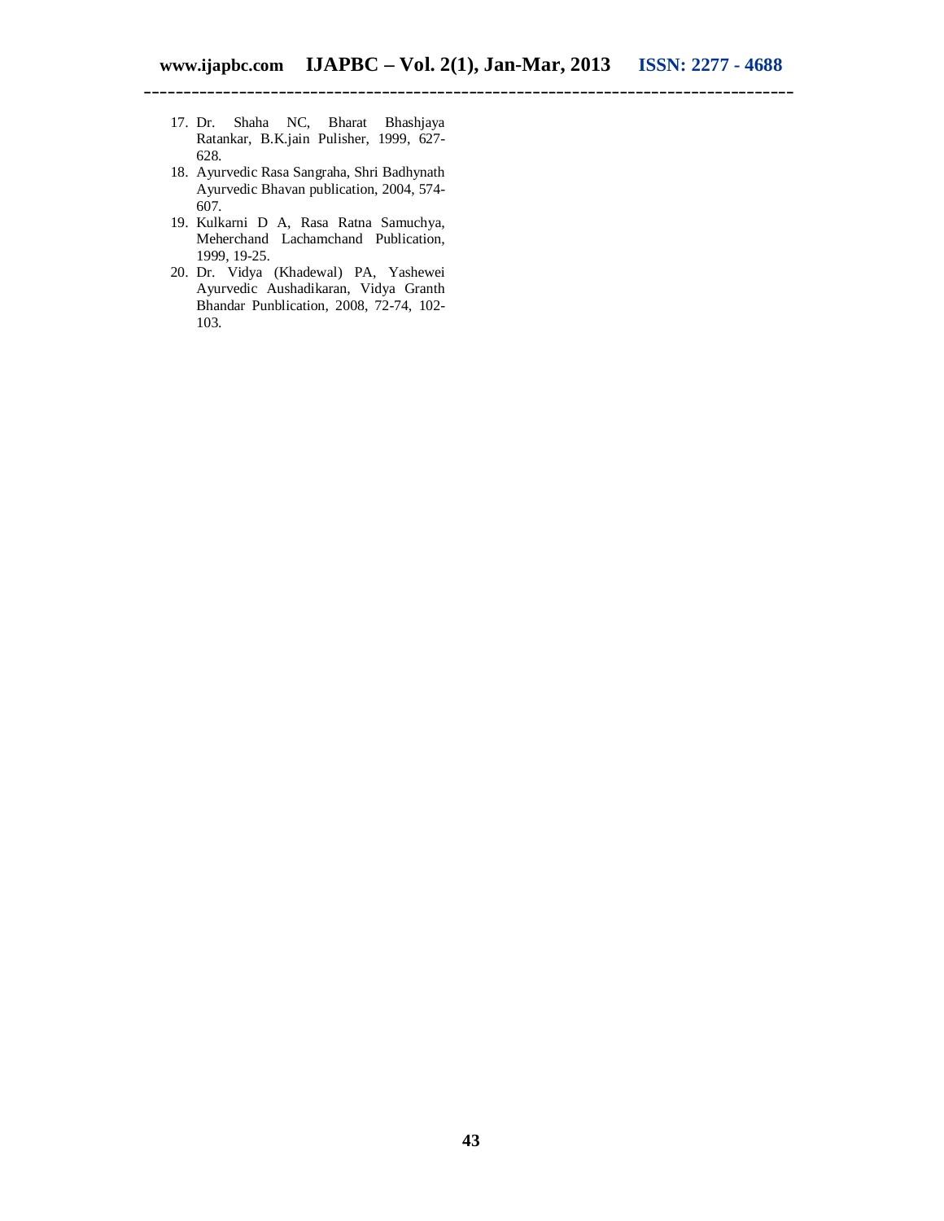17. Dr. Shaha NC, Bharat Bhashjaya Ratankar, B.K.jain Pulisher, 1999, 627-628.
18. Ayurvedic Rasa Sangraha, Shri Badhynath Ayurvedic Bhavan publication, 2004, 574-607.
19. Kulkarni D A, Rasa Ratna Samuchya, Meherchand Lachamchand Publication, 1999, 19-25.
20. Dr. Vidya (Khadewal) PA, Yashewei Ayurvedic Aushadikaran, Vidya Granth Bhandar Punblication, 2008, 72-74, 102-103.